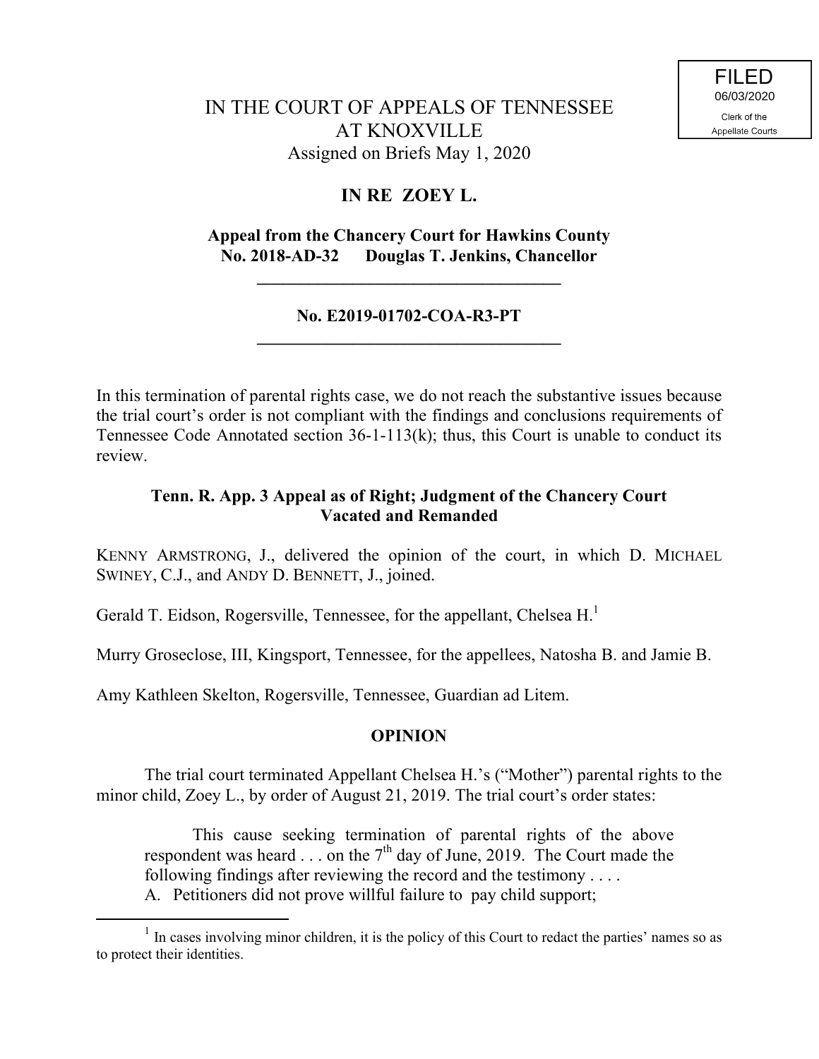FILED
06/03/2020
Clerk of the
Appellate Courts

# IN THE COURT OF APPEALS OF TENNESSEE AT KNOXVILLE

Assigned on Briefs May 1, 2020

## IN RE ZOEY L.

**Appeal from the Chancery Court for Hawkins County**
**No. 2018-AD-32 Douglas T. Jenkins, Chancellor**

---

**No. E2019-01702-COA-R3-PT**

---

In this termination of parental rights case, we do not reach the substantive issues because the trial court's order is not compliant with the findings and conclusions requirements of Tennessee Code Annotated section 36-1-113(k); thus, this Court is unable to conduct its review.

**Tenn. R. App. 3 Appeal as of Right; Judgment of the Chancery Court Vacated and Remanded**

KENNY ARMSTRONG, J., delivered the opinion of the court, in which D. MICHAEL SWINEY, C.J., and ANDY D. BENNETT, J., joined.

Gerald T. Eidson, Rogersville, Tennessee, for the appellant, Chelsea H.[1]

Murry Groseclose, III, Kingsport, Tennessee, for the appellees, Natosha B. and Jamie B.

Amy Kathleen Skelton, Rogersville, Tennessee, Guardian ad Litem.

## OPINION

The trial court terminated Appellant Chelsea H.'s ("Mother") parental rights to the minor child, Zoey L., by order of August 21, 2019. The trial court's order states:

> This cause seeking termination of parental rights of the above respondent was heard . . . on the 7th day of June, 2019. The Court made the following findings after reviewing the record and the testimony . . . .
> A. Petitioners did not prove willful failure to pay child support;

---

[1] In cases involving minor children, it is the policy of this Court to redact the parties' names so as to protect their identities.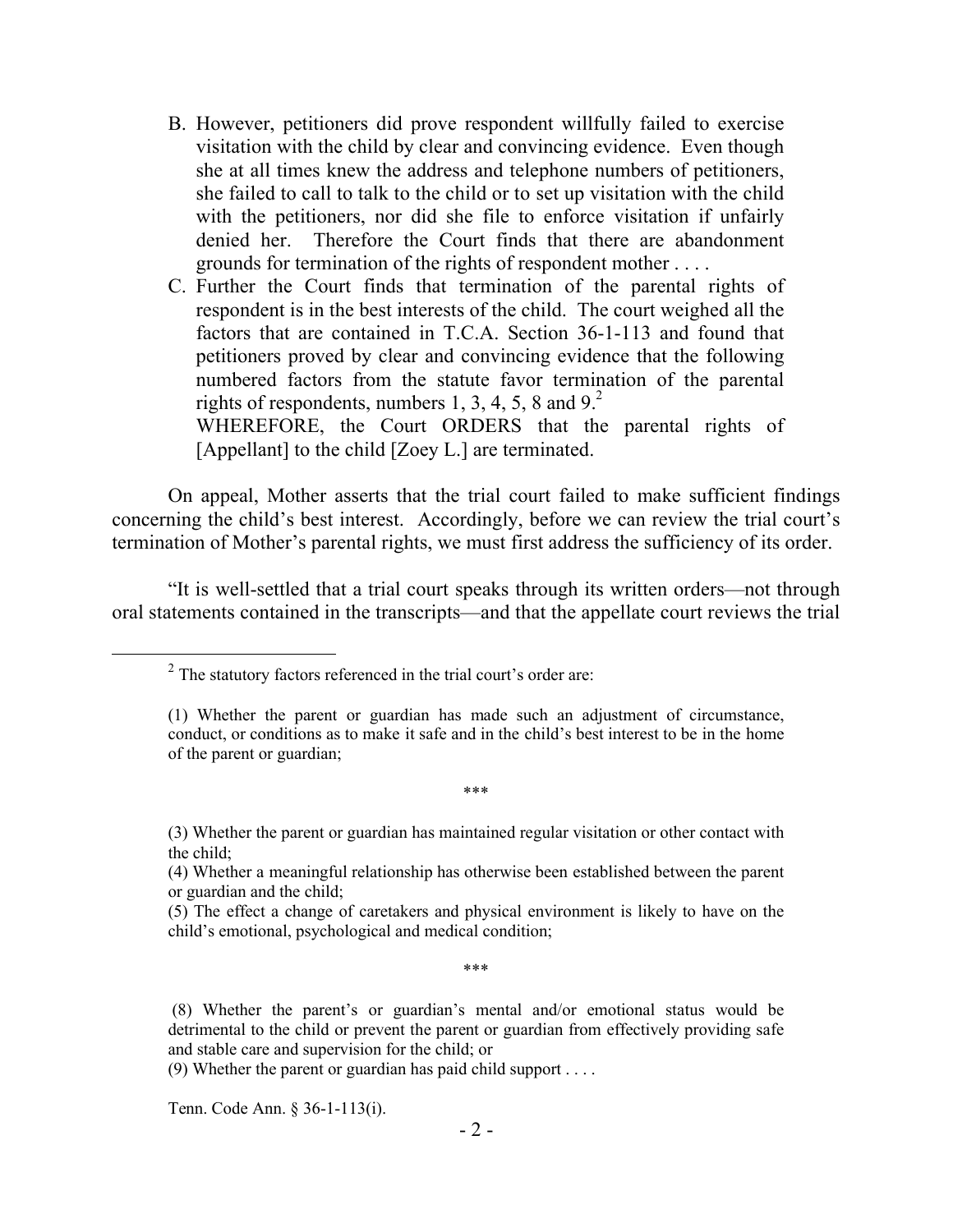B. However, petitioners did prove respondent willfully failed to exercise visitation with the child by clear and convincing evidence. Even though she at all times knew the address and telephone numbers of petitioners, she failed to call to talk to the child or to set up visitation with the child with the petitioners, nor did she file to enforce visitation if unfairly denied her. Therefore the Court finds that there are abandonment grounds for termination of the rights of respondent mother . . . .

C. Further the Court finds that termination of the parental rights of respondent is in the best interests of the child. The court weighed all the factors that are contained in T.C.A. Section 36-1-113 and found that petitioners proved by clear and convincing evidence that the following numbered factors from the statute favor termination of the parental rights of respondents, numbers 1, 3, 4, 5, 8 and 9.[2]

WHEREFORE, the Court ORDERS that the parental rights of [Appellant] to the child [Zoey L.] are terminated.

On appeal, Mother asserts that the trial court failed to make sufficient findings concerning the child's best interest. Accordingly, before we can review the trial court's termination of Mother's parental rights, we must first address the sufficiency of its order.

"It is well-settled that a trial court speaks through its written orders—not through oral statements contained in the transcripts—and that the appellate court reviews the trial

---

[2] The statutory factors referenced in the trial court's order are:

(1) Whether the parent or guardian has made such an adjustment of circumstance, conduct, or conditions as to make it safe and in the child's best interest to be in the home of the parent or guardian;

\*\*\*

(3) Whether the parent or guardian has maintained regular visitation or other contact with the child;

(4) Whether a meaningful relationship has otherwise been established between the parent or guardian and the child;

(5) The effect a change of caretakers and physical environment is likely to have on the child's emotional, psychological and medical condition;

\*\*\*

(8) Whether the parent's or guardian's mental and/or emotional status would be detrimental to the child or prevent the parent or guardian from effectively providing safe and stable care and supervision for the child; or

(9) Whether the parent or guardian has paid child support . . . .

Tenn. Code Ann. § 36-1-113(i).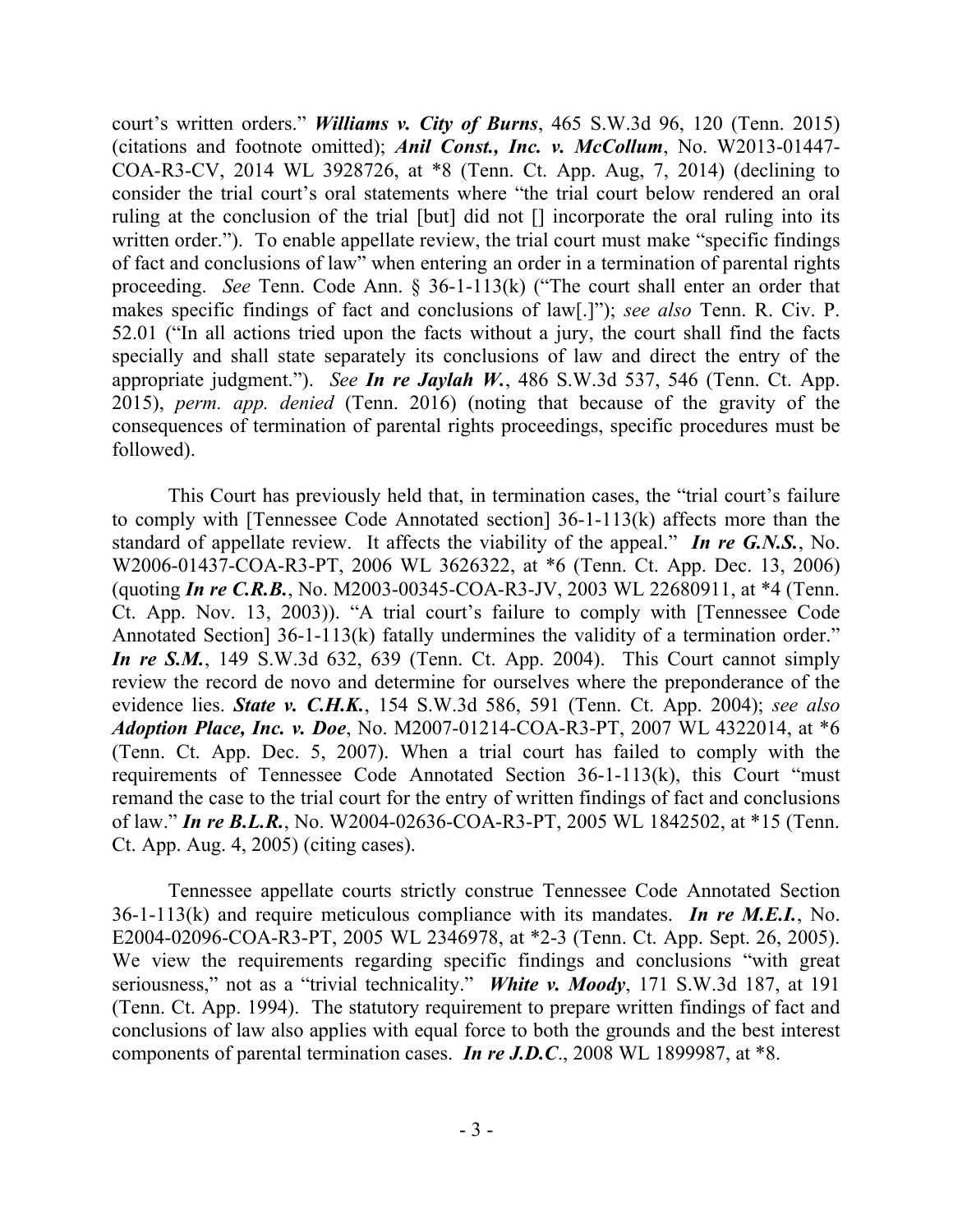court's written orders." ***Williams v. City of Burns***, 465 S.W.3d 96, 120 (Tenn. 2015) (citations and footnote omitted); ***Anil Const., Inc. v. McCollum***, No. W2013-01447-COA-R3-CV, 2014 WL 3928726, at *8 (Tenn. Ct. App. Aug, 7, 2014) (declining to consider the trial court's oral statements where "the trial court below rendered an oral ruling at the conclusion of the trial [but] did not [] incorporate the oral ruling into its written order."). To enable appellate review, the trial court must make "specific findings of fact and conclusions of law" when entering an order in a termination of parental rights proceeding. *See* Tenn. Code Ann. § 36-1-113(k) ("The court shall enter an order that makes specific findings of fact and conclusions of law[.]"); *see also* Tenn. R. Civ. P. 52.01 ("In all actions tried upon the facts without a jury, the court shall find the facts specially and shall state separately its conclusions of law and direct the entry of the appropriate judgment."). *See* ***In re Jaylah W.***, 486 S.W.3d 537, 546 (Tenn. Ct. App. 2015), *perm. app. denied* (Tenn. 2016) (noting that because of the gravity of the consequences of termination of parental rights proceedings, specific procedures must be followed).

This Court has previously held that, in termination cases, the "trial court's failure to comply with [Tennessee Code Annotated section] 36-1-113(k) affects more than the standard of appellate review. It affects the viability of the appeal." ***In re G.N.S.***, No. W2006-01437-COA-R3-PT, 2006 WL 3626322, at *6 (Tenn. Ct. App. Dec. 13, 2006) (quoting ***In re C.R.B.***, No. M2003-00345-COA-R3-JV, 2003 WL 22680911, at *4 (Tenn. Ct. App. Nov. 13, 2003)). "A trial court's failure to comply with [Tennessee Code Annotated Section] 36-1-113(k) fatally undermines the validity of a termination order." ***In re S.M.***, 149 S.W.3d 632, 639 (Tenn. Ct. App. 2004). This Court cannot simply review the record de novo and determine for ourselves where the preponderance of the evidence lies. ***State v. C.H.K.***, 154 S.W.3d 586, 591 (Tenn. Ct. App. 2004); *see also* ***Adoption Place, Inc. v. Doe***, No. M2007-01214-COA-R3-PT, 2007 WL 4322014, at *6 (Tenn. Ct. App. Dec. 5, 2007). When a trial court has failed to comply with the requirements of Tennessee Code Annotated Section 36-1-113(k), this Court "must remand the case to the trial court for the entry of written findings of fact and conclusions of law." ***In re B.L.R.***, No. W2004-02636-COA-R3-PT, 2005 WL 1842502, at *15 (Tenn. Ct. App. Aug. 4, 2005) (citing cases).

Tennessee appellate courts strictly construe Tennessee Code Annotated Section 36-1-113(k) and require meticulous compliance with its mandates. ***In re M.E.I.***, No. E2004-02096-COA-R3-PT, 2005 WL 2346978, at *2-3 (Tenn. Ct. App. Sept. 26, 2005). We view the requirements regarding specific findings and conclusions "with great seriousness," not as a "trivial technicality." ***White v. Moody***, 171 S.W.3d 187, at 191 (Tenn. Ct. App. 1994). The statutory requirement to prepare written findings of fact and conclusions of law also applies with equal force to both the grounds and the best interest components of parental termination cases. ***In re J.D.C***., 2008 WL 1899987, at *8.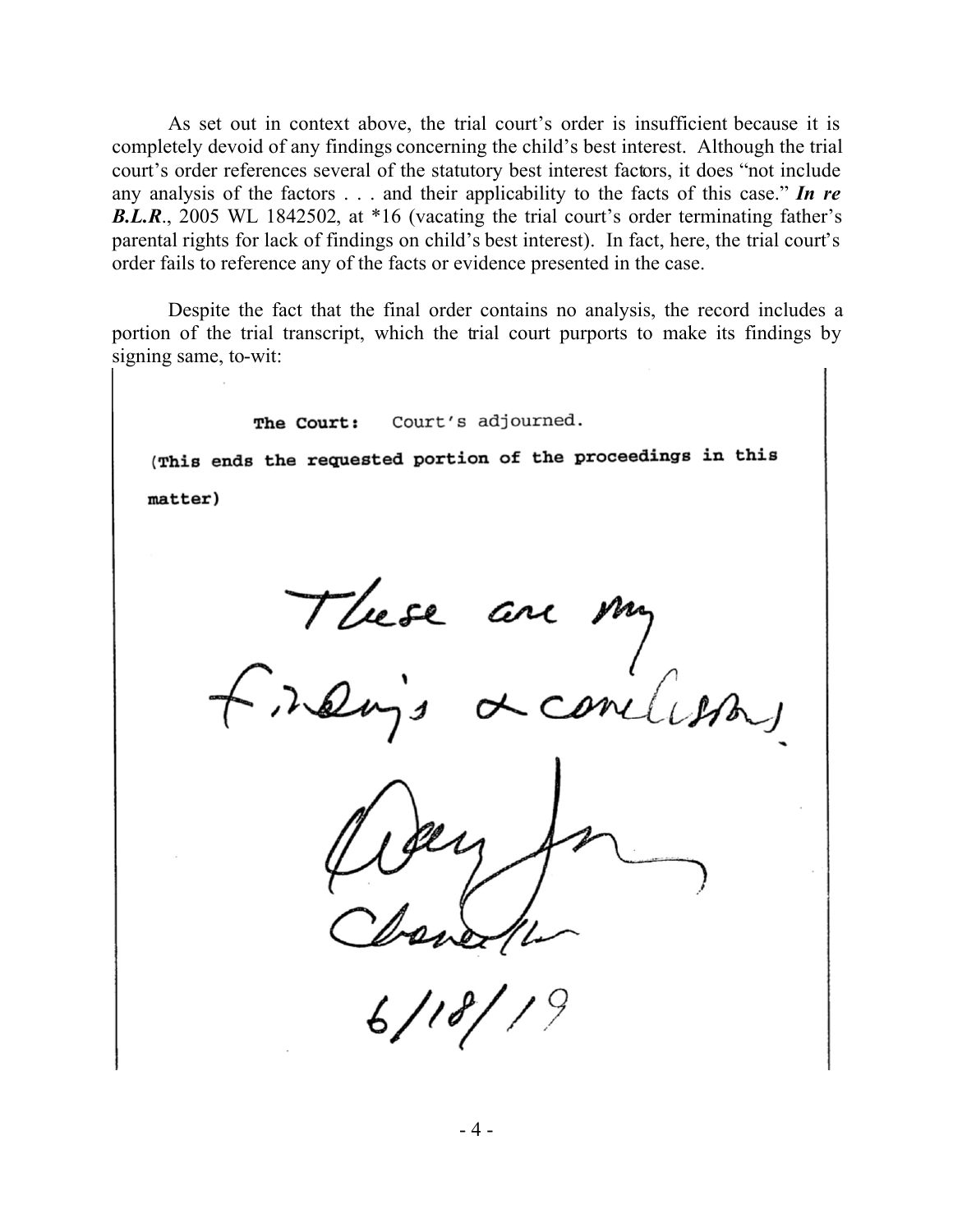As set out in context above, the trial court's order is insufficient because it is completely devoid of any findings concerning the child's best interest. Although the trial court's order references several of the statutory best interest factors, it does "not include any analysis of the factors . . . and their applicability to the facts of this case." ***In re B.L.R.***, 2005 WL 1842502, at *16 (vacating the trial court's order terminating father's parental rights for lack of findings on child's best interest). In fact, here, the trial court's order fails to reference any of the facts or evidence presented in the case.

Despite the fact that the final order contains no analysis, the record includes a portion of the trial transcript, which the trial court purports to make its findings by signing same, to-wit:

> **The Court:** Court's adjourned.
>
> **(This ends the requested portion of the proceedings in this matter)**
>
> These are my findings & conclusions.
>
> [signature]
>
> Chancellor
>
> 6/18/19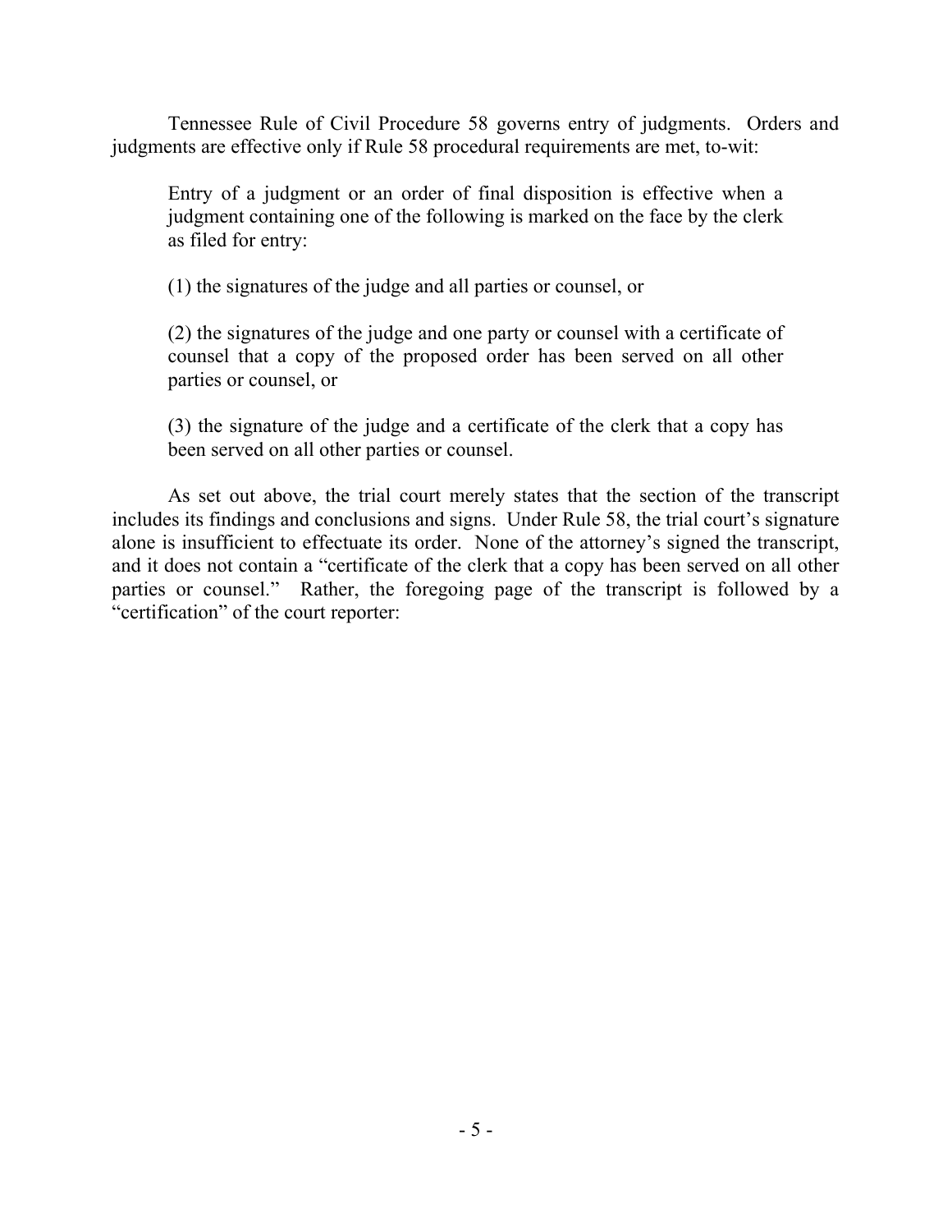Tennessee Rule of Civil Procedure 58 governs entry of judgments. Orders and judgments are effective only if Rule 58 procedural requirements are met, to-wit:

> Entry of a judgment or an order of final disposition is effective when a judgment containing one of the following is marked on the face by the clerk as filed for entry:
>
> (1) the signatures of the judge and all parties or counsel, or
>
> (2) the signatures of the judge and one party or counsel with a certificate of counsel that a copy of the proposed order has been served on all other parties or counsel, or
>
> (3) the signature of the judge and a certificate of the clerk that a copy has been served on all other parties or counsel.

As set out above, the trial court merely states that the section of the transcript includes its findings and conclusions and signs. Under Rule 58, the trial court's signature alone is insufficient to effectuate its order. None of the attorney's signed the transcript, and it does not contain a "certificate of the clerk that a copy has been served on all other parties or counsel." Rather, the foregoing page of the transcript is followed by a "certification" of the court reporter: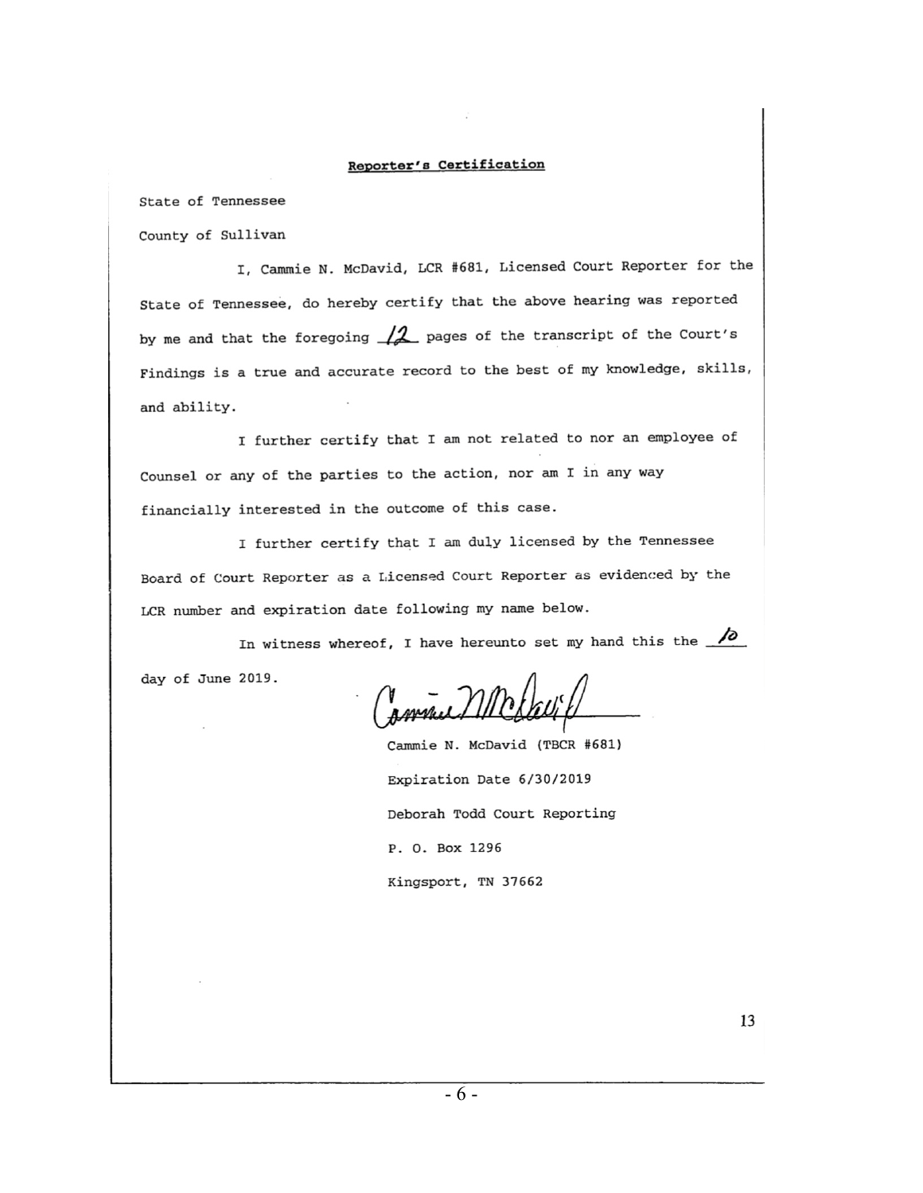**Reporter's Certification**

State of Tennessee

County of Sullivan

I, Cammie N. McDavid, LCR #681, Licensed Court Reporter for the State of Tennessee, do hereby certify that the above hearing was reported by me and that the foregoing 12 pages of the transcript of the Court's Findings is a true and accurate record to the best of my knowledge, skills, and ability.

I further certify that I am not related to nor an employee of Counsel or any of the parties to the action, nor am I in any way financially interested in the outcome of this case.

I further certify that I am duly licensed by the Tennessee Board of Court Reporter as a Licensed Court Reporter as evidenced by the LCR number and expiration date following my name below.

In witness whereof, I have hereunto set my hand this the 10 day of June 2019.

Cammie N. McDavid (TBCR #681)

Expiration Date 6/30/2019

Deborah Todd Court Reporting

P. O. Box 1296

Kingsport, TN 37662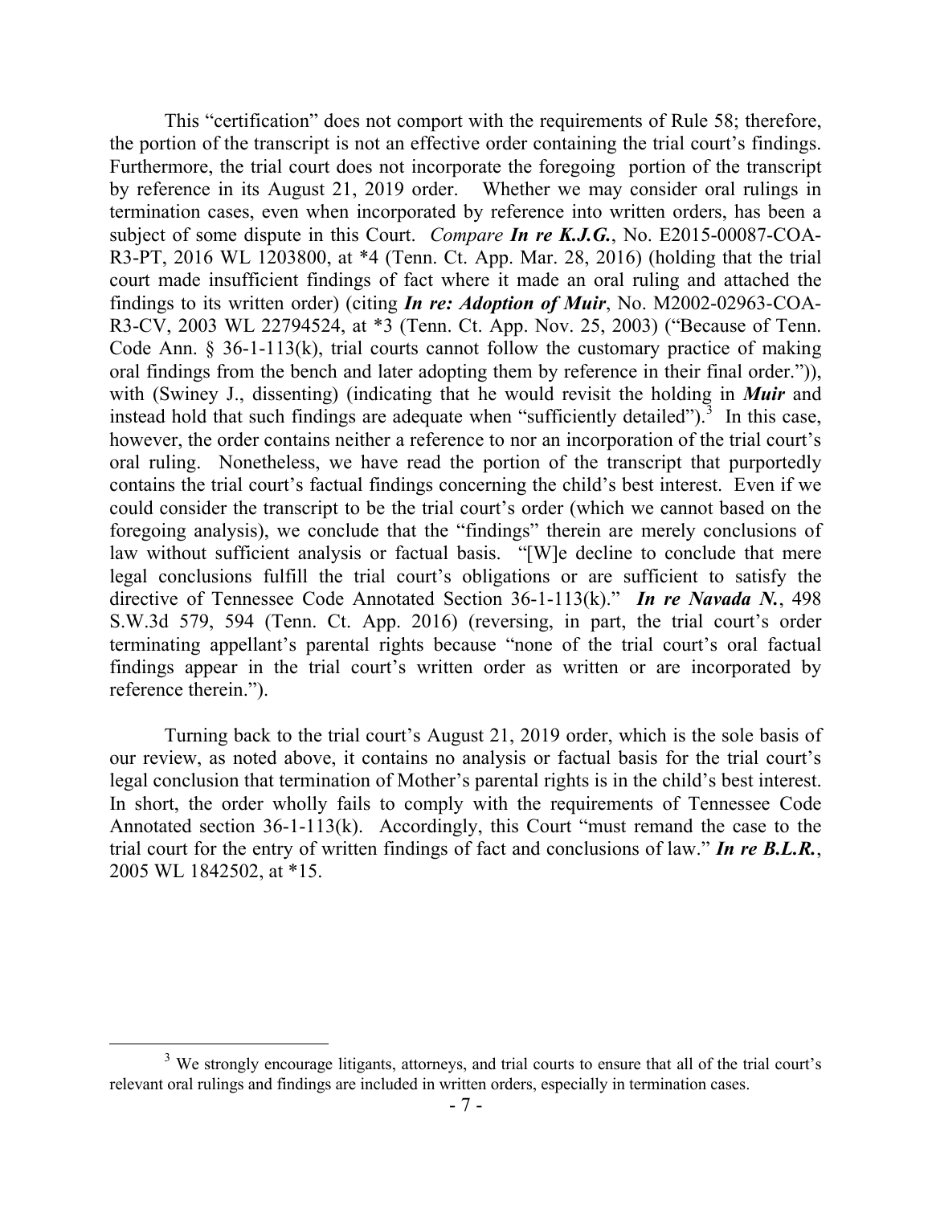This "certification" does not comport with the requirements of Rule 58; therefore, the portion of the transcript is not an effective order containing the trial court's findings. Furthermore, the trial court does not incorporate the foregoing portion of the transcript by reference in its August 21, 2019 order. Whether we may consider oral rulings in termination cases, even when incorporated by reference into written orders, has been a subject of some dispute in this Court. *Compare* ***In re K.J.G.***, No. E2015-00087-COA-R3-PT, 2016 WL 1203800, at *4 (Tenn. Ct. App. Mar. 28, 2016) (holding that the trial court made insufficient findings of fact where it made an oral ruling and attached the findings to its written order) (citing ***In re: Adoption of Muir***, No. M2002-02963-COA-R3-CV, 2003 WL 22794524, at *3 (Tenn. Ct. App. Nov. 25, 2003) ("Because of Tenn. Code Ann. § 36-1-113(k), trial courts cannot follow the customary practice of making oral findings from the bench and later adopting them by reference in their final order.")), with (Swiney J., dissenting) (indicating that he would revisit the holding in ***Muir*** and instead hold that such findings are adequate when "sufficiently detailed").[3] In this case, however, the order contains neither a reference to nor an incorporation of the trial court's oral ruling. Nonetheless, we have read the portion of the transcript that purportedly contains the trial court's factual findings concerning the child's best interest. Even if we could consider the transcript to be the trial court's order (which we cannot based on the foregoing analysis), we conclude that the "findings" therein are merely conclusions of law without sufficient analysis or factual basis. "[W]e decline to conclude that mere legal conclusions fulfill the trial court's obligations or are sufficient to satisfy the directive of Tennessee Code Annotated Section 36-1-113(k)." ***In re Navada N.***, 498 S.W.3d 579, 594 (Tenn. Ct. App. 2016) (reversing, in part, the trial court's order terminating appellant's parental rights because "none of the trial court's oral factual findings appear in the trial court's written order as written or are incorporated by reference therein.").

Turning back to the trial court's August 21, 2019 order, which is the sole basis of our review, as noted above, it contains no analysis or factual basis for the trial court's legal conclusion that termination of Mother's parental rights is in the child's best interest. In short, the order wholly fails to comply with the requirements of Tennessee Code Annotated section 36-1-113(k). Accordingly, this Court "must remand the case to the trial court for the entry of written findings of fact and conclusions of law." ***In re B.L.R.***, 2005 WL 1842502, at *15.

---

[3] We strongly encourage litigants, attorneys, and trial courts to ensure that all of the trial court's relevant oral rulings and findings are included in written orders, especially in termination cases.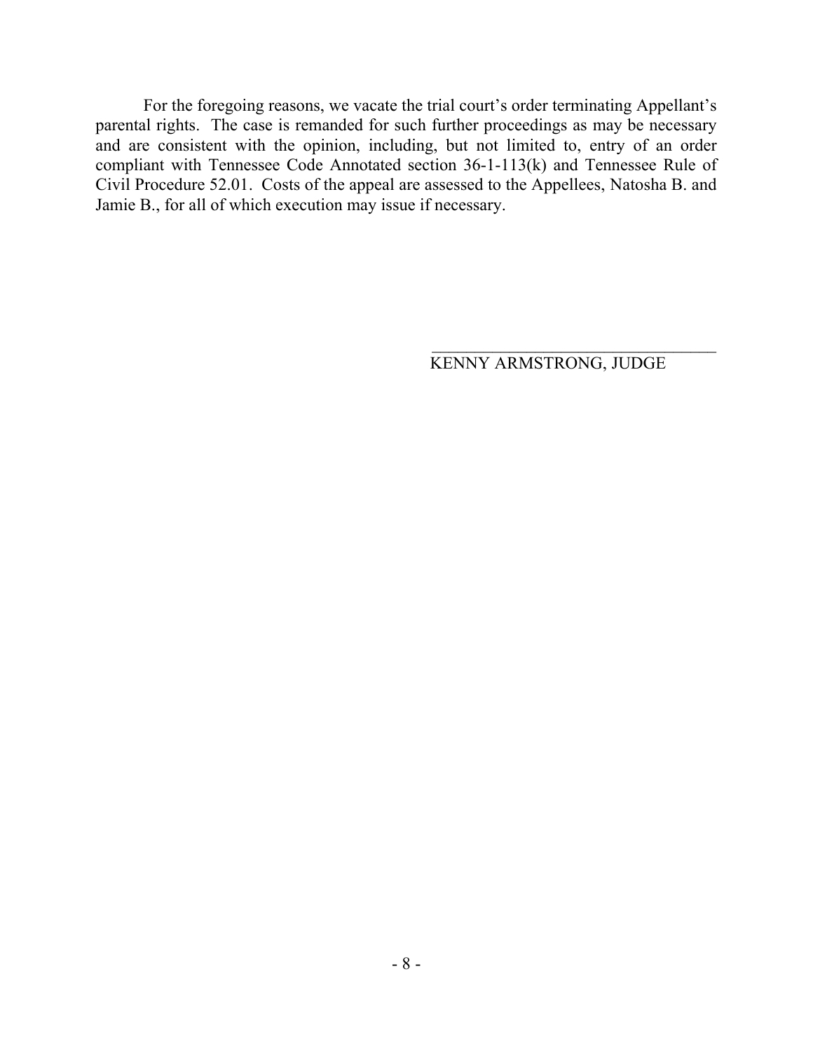For the foregoing reasons, we vacate the trial court's order terminating Appellant's parental rights. The case is remanded for such further proceedings as may be necessary and are consistent with the opinion, including, but not limited to, entry of an order compliant with Tennessee Code Annotated section 36-1-113(k) and Tennessee Rule of Civil Procedure 52.01. Costs of the appeal are assessed to the Appellees, Natosha B. and Jamie B., for all of which execution may issue if necessary.

_________________________________

KENNY ARMSTRONG, JUDGE